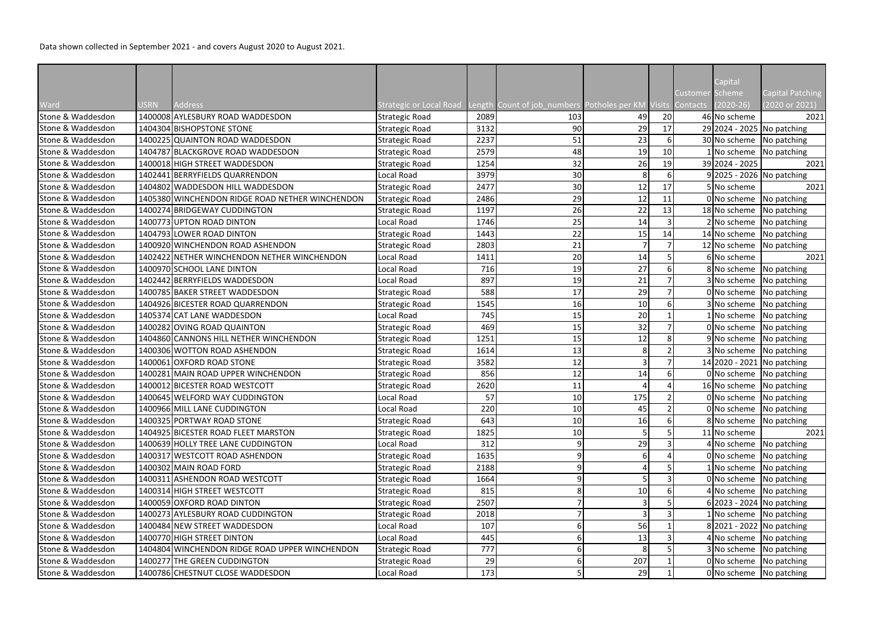Data shown collected in September 2021 - and covers August 2020 to August 2021.

| Ward | USRN | Address | Strategic or Local Road | Length | Count of job_numbers | Potholes per KM | Visits | Customer Contacts | Capital Scheme (2020-26) | Capital Patching (2020 or 2021) |
|---|---|---|---|---|---|---|---|---|---|---|
| Stone & Waddesdon | 1400008 | AYLESBURY ROAD WADDESDON | Strategic Road | 2089 | 103 | 49 | 20 | 46 | No scheme | 2021 |
| Stone & Waddesdon | 1404304 | BISHOPSTONE STONE | Strategic Road | 3132 | 90 | 29 | 17 | 29 | 2024 - 2025 | No patching |
| Stone & Waddesdon | 1400225 | QUAINTON ROAD WADDESDON | Strategic Road | 2237 | 51 | 23 | 6 | 30 | No scheme | No patching |
| Stone & Waddesdon | 1404787 | BLACKGROVE ROAD WADDESDON | Strategic Road | 2579 | 48 | 19 | 10 | 1 | No scheme | No patching |
| Stone & Waddesdon | 1400018 | HIGH STREET WADDESDON | Strategic Road | 1254 | 32 | 26 | 19 | 39 | 2024 - 2025 | 2021 |
| Stone & Waddesdon | 1402441 | BERRYFIELDS QUARRENDON | Local Road | 3979 | 30 | 8 | 6 | 9 | 2025 - 2026 | No patching |
| Stone & Waddesdon | 1404802 | WADDESDON HILL WADDESDON | Strategic Road | 2477 | 30 | 12 | 17 | 5 | No scheme | 2021 |
| Stone & Waddesdon | 1405380 | WINCHENDON RIDGE ROAD NETHER WINCHENDON | Strategic Road | 2486 | 29 | 12 | 11 | 0 | No scheme | No patching |
| Stone & Waddesdon | 1400274 | BRIDGEWAY CUDDINGTON | Strategic Road | 1197 | 26 | 22 | 13 | 18 | No scheme | No patching |
| Stone & Waddesdon | 1400773 | UPTON ROAD DINTON | Local Road | 1746 | 25 | 14 | 3 | 2 | No scheme | No patching |
| Stone & Waddesdon | 1404793 | LOWER ROAD DINTON | Strategic Road | 1443 | 22 | 15 | 14 | 14 | No scheme | No patching |
| Stone & Waddesdon | 1400920 | WINCHENDON ROAD ASHENDON | Strategic Road | 2803 | 21 | 7 | 7 | 12 | No scheme | No patching |
| Stone & Waddesdon | 1402422 | NETHER WINCHENDON NETHER WINCHENDON | Local Road | 1411 | 20 | 14 | 5 | 6 | No scheme | 2021 |
| Stone & Waddesdon | 1400970 | SCHOOL LANE DINTON | Local Road | 716 | 19 | 27 | 6 | 8 | No scheme | No patching |
| Stone & Waddesdon | 1402442 | BERRYFIELDS WADDESDON | Local Road | 897 | 19 | 21 | 7 | 3 | No scheme | No patching |
| Stone & Waddesdon | 1400785 | BAKER STREET WADDESDON | Strategic Road | 588 | 17 | 29 | 7 | 0 | No scheme | No patching |
| Stone & Waddesdon | 1404926 | BICESTER ROAD QUARRENDON | Strategic Road | 1545 | 16 | 10 | 6 | 3 | No scheme | No patching |
| Stone & Waddesdon | 1405374 | CAT LANE WADDESDON | Local Road | 745 | 15 | 20 | 1 | 1 | No scheme | No patching |
| Stone & Waddesdon | 1400282 | OVING ROAD QUAINTON | Strategic Road | 469 | 15 | 32 | 7 | 0 | No scheme | No patching |
| Stone & Waddesdon | 1404860 | CANNONS HILL NETHER WINCHENDON | Strategic Road | 1251 | 15 | 12 | 8 | 9 | No scheme | No patching |
| Stone & Waddesdon | 1400306 | WOTTON ROAD ASHENDON | Strategic Road | 1614 | 13 | 8 | 2 | 3 | No scheme | No patching |
| Stone & Waddesdon | 1400061 | OXFORD ROAD STONE | Strategic Road | 3582 | 12 | 3 | 7 | 14 | 2020 - 2021 | No patching |
| Stone & Waddesdon | 1400281 | MAIN ROAD UPPER WINCHENDON | Strategic Road | 856 | 12 | 14 | 6 | 0 | No scheme | No patching |
| Stone & Waddesdon | 1400012 | BICESTER ROAD WESTCOTT | Strategic Road | 2620 | 11 | 4 | 4 | 16 | No scheme | No patching |
| Stone & Waddesdon | 1400645 | WELFORD WAY CUDDINGTON | Local Road | 57 | 10 | 175 | 2 | 0 | No scheme | No patching |
| Stone & Waddesdon | 1400966 | MILL LANE CUDDINGTON | Local Road | 220 | 10 | 45 | 2 | 0 | No scheme | No patching |
| Stone & Waddesdon | 1400325 | PORTWAY ROAD STONE | Strategic Road | 643 | 10 | 16 | 6 | 8 | No scheme | No patching |
| Stone & Waddesdon | 1404925 | BICESTER ROAD FLEET MARSTON | Strategic Road | 1825 | 10 | 5 | 5 | 11 | No scheme | 2021 |
| Stone & Waddesdon | 1400639 | HOLLY TREE LANE CUDDINGTON | Local Road | 312 | 9 | 29 | 3 | 4 | No scheme | No patching |
| Stone & Waddesdon | 1400317 | WESTCOTT ROAD ASHENDON | Strategic Road | 1635 | 9 | 6 | 4 | 0 | No scheme | No patching |
| Stone & Waddesdon | 1400302 | MAIN ROAD FORD | Strategic Road | 2188 | 9 | 4 | 5 | 1 | No scheme | No patching |
| Stone & Waddesdon | 1400311 | ASHENDON ROAD WESTCOTT | Strategic Road | 1664 | 9 | 5 | 3 | 0 | No scheme | No patching |
| Stone & Waddesdon | 1400314 | HIGH STREET WESTCOTT | Strategic Road | 815 | 8 | 10 | 6 | 4 | No scheme | No patching |
| Stone & Waddesdon | 1400059 | OXFORD ROAD DINTON | Strategic Road | 2507 | 7 | 3 | 5 | 6 | 2023 - 2024 | No patching |
| Stone & Waddesdon | 1400273 | AYLESBURY ROAD CUDDINGTON | Strategic Road | 2018 | 7 | 3 | 3 | 1 | No scheme | No patching |
| Stone & Waddesdon | 1400484 | NEW STREET WADDESDON | Local Road | 107 | 6 | 56 | 1 | 8 | 2021 - 2022 | No patching |
| Stone & Waddesdon | 1400770 | HIGH STREET DINTON | Local Road | 445 | 6 | 13 | 3 | 4 | No scheme | No patching |
| Stone & Waddesdon | 1404804 | WINCHENDON RIDGE ROAD UPPER WINCHENDON | Strategic Road | 777 | 6 | 8 | 5 | 3 | No scheme | No patching |
| Stone & Waddesdon | 1400277 | THE GREEN CUDDINGTON | Strategic Road | 29 | 6 | 207 | 1 | 0 | No scheme | No patching |
| Stone & Waddesdon | 1400786 | CHESTNUT CLOSE WADDESDON | Local Road | 173 | 5 | 29 | 1 | 0 | No scheme | No patching |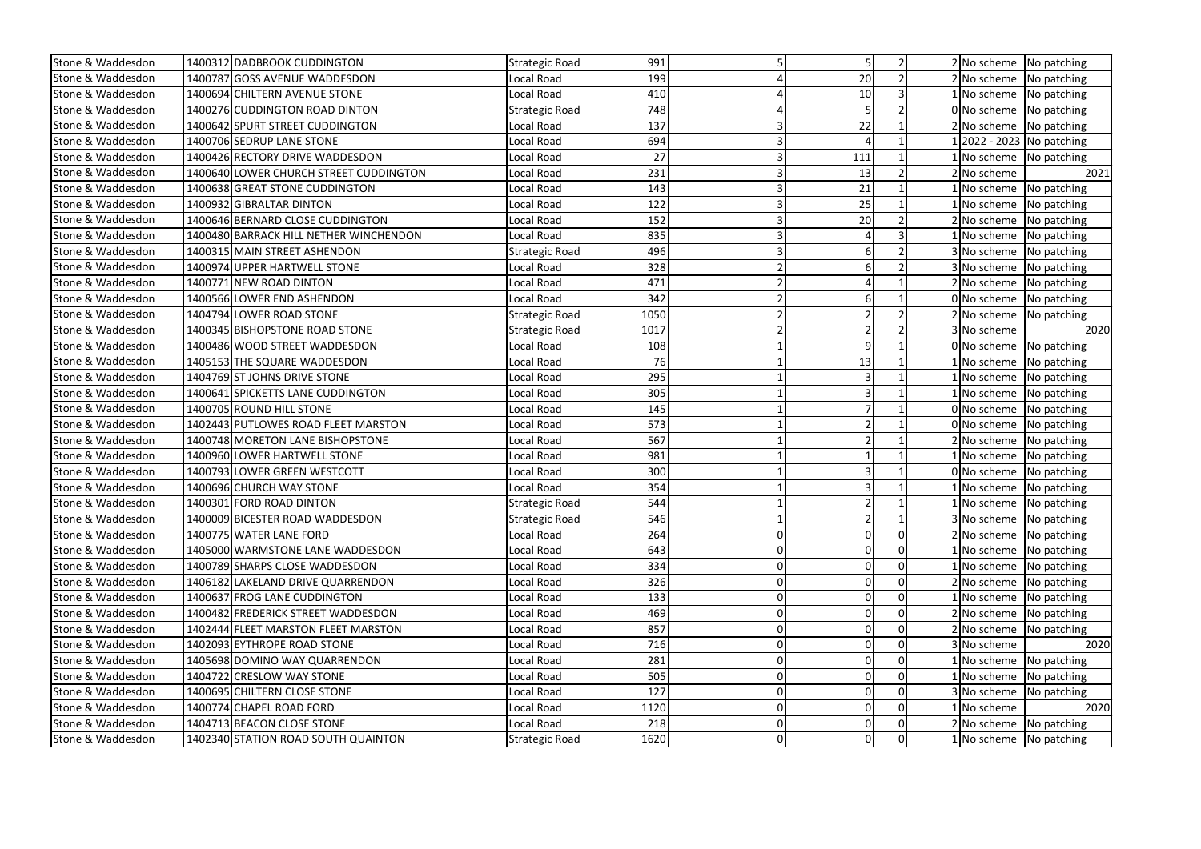| | | | | | | | | | |
|---|---|---|---|---|---|---|---|---|---|
| Stone & Waddesdon | 1400312 | DADBROOK CUDDINGTON | Strategic Road | 991 | 5 | 5 | 2 | 2 | No scheme | No patching |
| Stone & Waddesdon | 1400787 | GOSS AVENUE WADDESDON | Local Road | 199 | 4 | 20 | 2 | 2 | No scheme | No patching |
| Stone & Waddesdon | 1400694 | CHILTERN AVENUE STONE | Local Road | 410 | 4 | 10 | 3 | 1 | No scheme | No patching |
| Stone & Waddesdon | 1400276 | CUDDINGTON ROAD DINTON | Strategic Road | 748 | 4 | 5 | 2 | 0 | No scheme | No patching |
| Stone & Waddesdon | 1400642 | SPURT STREET CUDDINGTON | Local Road | 137 | 3 | 22 | 1 | 2 | No scheme | No patching |
| Stone & Waddesdon | 1400706 | SEDRUP LANE STONE | Local Road | 694 | 3 | 4 | 1 | 1 | 2022 - 2023 | No patching |
| Stone & Waddesdon | 1400426 | RECTORY DRIVE WADDESDON | Local Road | 27 | 3 | 111 | 1 | 1 | No scheme | No patching |
| Stone & Waddesdon | 1400640 | LOWER CHURCH STREET CUDDINGTON | Local Road | 231 | 3 | 13 | 2 | 2 | No scheme | 2021 |
| Stone & Waddesdon | 1400638 | GREAT STONE CUDDINGTON | Local Road | 143 | 3 | 21 | 1 | 1 | No scheme | No patching |
| Stone & Waddesdon | 1400932 | GIBRALTAR DINTON | Local Road | 122 | 3 | 25 | 1 | 1 | No scheme | No patching |
| Stone & Waddesdon | 1400646 | BERNARD CLOSE CUDDINGTON | Local Road | 152 | 3 | 20 | 2 | 2 | No scheme | No patching |
| Stone & Waddesdon | 1400480 | BARRACK HILL NETHER WINCHENDON | Local Road | 835 | 3 | 4 | 3 | 1 | No scheme | No patching |
| Stone & Waddesdon | 1400315 | MAIN STREET ASHENDON | Strategic Road | 496 | 3 | 6 | 2 | 3 | No scheme | No patching |
| Stone & Waddesdon | 1400974 | UPPER HARTWELL STONE | Local Road | 328 | 2 | 6 | 2 | 3 | No scheme | No patching |
| Stone & Waddesdon | 1400771 | NEW ROAD DINTON | Local Road | 471 | 2 | 4 | 1 | 2 | No scheme | No patching |
| Stone & Waddesdon | 1400566 | LOWER END ASHENDON | Local Road | 342 | 2 | 6 | 1 | 0 | No scheme | No patching |
| Stone & Waddesdon | 1404794 | LOWER ROAD STONE | Strategic Road | 1050 | 2 | 2 | 2 | 2 | No scheme | No patching |
| Stone & Waddesdon | 1400345 | BISHOPSTONE ROAD STONE | Strategic Road | 1017 | 2 | 2 | 2 | 3 | No scheme | 2020 |
| Stone & Waddesdon | 1400486 | WOOD STREET WADDESDON | Local Road | 108 | 1 | 9 | 1 | 0 | No scheme | No patching |
| Stone & Waddesdon | 1405153 | THE SQUARE WADDESDON | Local Road | 76 | 1 | 13 | 1 | 1 | No scheme | No patching |
| Stone & Waddesdon | 1404769 | ST JOHNS DRIVE STONE | Local Road | 295 | 1 | 3 | 1 | 1 | No scheme | No patching |
| Stone & Waddesdon | 1400641 | SPICKETTS LANE CUDDINGTON | Local Road | 305 | 1 | 3 | 1 | 1 | No scheme | No patching |
| Stone & Waddesdon | 1400705 | ROUND HILL STONE | Local Road | 145 | 1 | 7 | 1 | 0 | No scheme | No patching |
| Stone & Waddesdon | 1402443 | PUTLOWES ROAD FLEET MARSTON | Local Road | 573 | 1 | 2 | 1 | 0 | No scheme | No patching |
| Stone & Waddesdon | 1400748 | MORETON LANE BISHOPSTONE | Local Road | 567 | 1 | 2 | 1 | 2 | No scheme | No patching |
| Stone & Waddesdon | 1400960 | LOWER HARTWELL STONE | Local Road | 981 | 1 | 1 | 1 | 1 | No scheme | No patching |
| Stone & Waddesdon | 1400793 | LOWER GREEN WESTCOTT | Local Road | 300 | 1 | 3 | 1 | 0 | No scheme | No patching |
| Stone & Waddesdon | 1400696 | CHURCH WAY STONE | Local Road | 354 | 1 | 3 | 1 | 1 | No scheme | No patching |
| Stone & Waddesdon | 1400301 | FORD ROAD DINTON | Strategic Road | 544 | 1 | 2 | 1 | 1 | No scheme | No patching |
| Stone & Waddesdon | 1400009 | BICESTER ROAD WADDESDON | Strategic Road | 546 | 1 | 2 | 1 | 3 | No scheme | No patching |
| Stone & Waddesdon | 1400775 | WATER LANE FORD | Local Road | 264 | 0 | 0 | 0 | 2 | No scheme | No patching |
| Stone & Waddesdon | 1405000 | WARMSTONE LANE WADDESDON | Local Road | 643 | 0 | 0 | 0 | 1 | No scheme | No patching |
| Stone & Waddesdon | 1400789 | SHARPS CLOSE WADDESDON | Local Road | 334 | 0 | 0 | 0 | 1 | No scheme | No patching |
| Stone & Waddesdon | 1406182 | LAKELAND DRIVE QUARRENDON | Local Road | 326 | 0 | 0 | 0 | 2 | No scheme | No patching |
| Stone & Waddesdon | 1400637 | FROG LANE CUDDINGTON | Local Road | 133 | 0 | 0 | 0 | 1 | No scheme | No patching |
| Stone & Waddesdon | 1400482 | FREDERICK STREET WADDESDON | Local Road | 469 | 0 | 0 | 0 | 2 | No scheme | No patching |
| Stone & Waddesdon | 1402444 | FLEET MARSTON FLEET MARSTON | Local Road | 857 | 0 | 0 | 0 | 2 | No scheme | No patching |
| Stone & Waddesdon | 1402093 | EYTHROPE ROAD STONE | Local Road | 716 | 0 | 0 | 0 | 3 | No scheme | 2020 |
| Stone & Waddesdon | 1405698 | DOMINO WAY QUARRENDON | Local Road | 281 | 0 | 0 | 0 | 1 | No scheme | No patching |
| Stone & Waddesdon | 1404722 | CRESLOW WAY STONE | Local Road | 505 | 0 | 0 | 0 | 1 | No scheme | No patching |
| Stone & Waddesdon | 1400695 | CHILTERN CLOSE STONE | Local Road | 127 | 0 | 0 | 0 | 3 | No scheme | No patching |
| Stone & Waddesdon | 1400774 | CHAPEL ROAD FORD | Local Road | 1120 | 0 | 0 | 0 | 1 | No scheme | 2020 |
| Stone & Waddesdon | 1404713 | BEACON CLOSE STONE | Local Road | 218 | 0 | 0 | 0 | 2 | No scheme | No patching |
| Stone & Waddesdon | 1402340 | STATION ROAD SOUTH QUAINTON | Strategic Road | 1620 | 0 | 0 | 0 | 1 | No scheme | No patching |